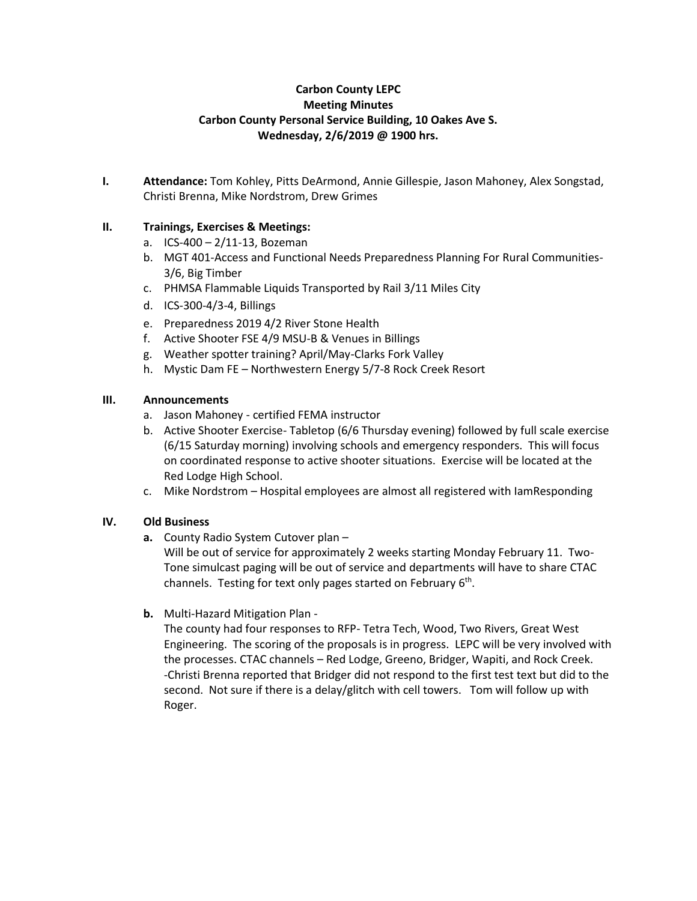**Carbon County LEPC**
**Meeting Minutes**
**Carbon County Personal Service Building, 10 Oakes Ave S.**
**Wednesday, 2/6/2019 @ 1900 hrs.**

**I. Attendance:** Tom Kohley, Pitts DeArmond, Annie Gillespie, Jason Mahoney, Alex Songstad, Christi Brenna, Mike Nordstrom, Drew Grimes

**II. Trainings, Exercises & Meetings:**

a. ICS-400 – 2/11-13, Bozeman
b. MGT 401-Access and Functional Needs Preparedness Planning For Rural Communities-3/6, Big Timber
c. PHMSA Flammable Liquids Transported by Rail 3/11 Miles City
d. ICS-300-4/3-4, Billings
e. Preparedness 2019 4/2 River Stone Health
f. Active Shooter FSE 4/9 MSU-B & Venues in Billings
g. Weather spotter training? April/May-Clarks Fork Valley
h. Mystic Dam FE – Northwestern Energy 5/7-8 Rock Creek Resort

**III. Announcements**

a. Jason Mahoney - certified FEMA instructor
b. Active Shooter Exercise- Tabletop (6/6 Thursday evening) followed by full scale exercise (6/15 Saturday morning) involving schools and emergency responders. This will focus on coordinated response to active shooter situations. Exercise will be located at the Red Lodge High School.
c. Mike Nordstrom – Hospital employees are almost all registered with IamResponding

**IV. Old Business**

**a.** County Radio System Cutover plan –
Will be out of service for approximately 2 weeks starting Monday February 11. Two-Tone simulcast paging will be out of service and departments will have to share CTAC channels. Testing for text only pages started on February 6th.

**b.** Multi-Hazard Mitigation Plan -
The county had four responses to RFP- Tetra Tech, Wood, Two Rivers, Great West Engineering. The scoring of the proposals is in progress. LEPC will be very involved with the processes. CTAC channels – Red Lodge, Greeno, Bridger, Wapiti, and Rock Creek.
-Christi Brenna reported that Bridger did not respond to the first test text but did to the second. Not sure if there is a delay/glitch with cell towers. Tom will follow up with Roger.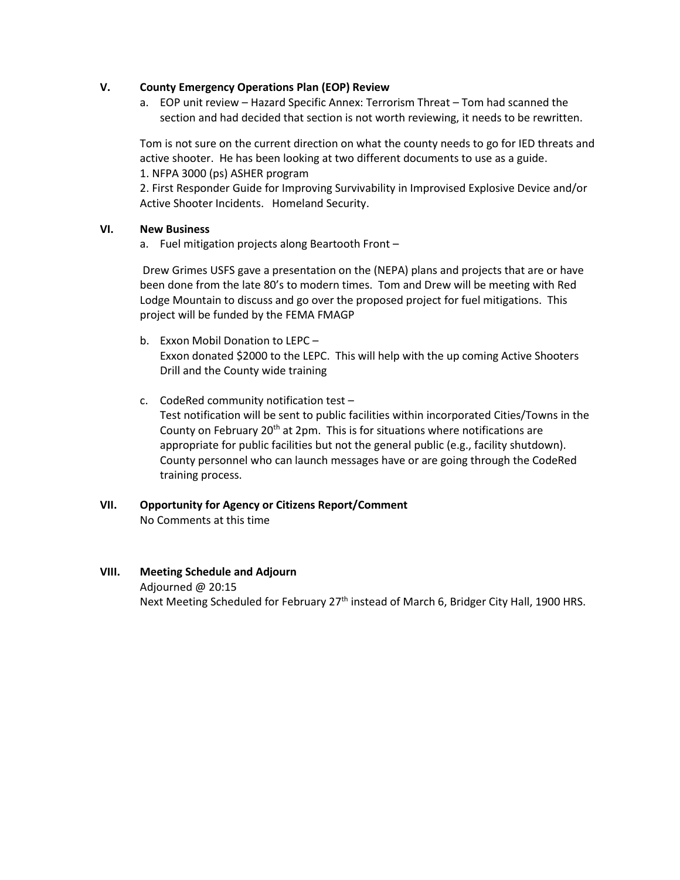## V. County Emergency Operations Plan (EOP) Review

a. EOP unit review – Hazard Specific Annex: Terrorism Threat – Tom had scanned the section and had decided that section is not worth reviewing, it needs to be rewritten.

Tom is not sure on the current direction on what the county needs to go for IED threats and active shooter. He has been looking at two different documents to use as a guide.
1. NFPA 3000 (ps) ASHER program
2. First Responder Guide for Improving Survivability in Improvised Explosive Device and/or Active Shooter Incidents. Homeland Security.

## VI. New Business

a. Fuel mitigation projects along Beartooth Front –

Drew Grimes USFS gave a presentation on the (NEPA) plans and projects that are or have been done from the late 80's to modern times. Tom and Drew will be meeting with Red Lodge Mountain to discuss and go over the proposed project for fuel mitigations. This project will be funded by the FEMA FMAGP

b. Exxon Mobil Donation to LEPC –
Exxon donated $2000 to the LEPC. This will help with the up coming Active Shooters Drill and the County wide training

c. CodeRed community notification test –
Test notification will be sent to public facilities within incorporated Cities/Towns in the County on February 20th at 2pm. This is for situations where notifications are appropriate for public facilities but not the general public (e.g., facility shutdown). County personnel who can launch messages have or are going through the CodeRed training process.

## VII. Opportunity for Agency or Citizens Report/Comment

No Comments at this time

## VIII. Meeting Schedule and Adjourn

Adjourned @ 20:15
Next Meeting Scheduled for February 27th instead of March 6, Bridger City Hall, 1900 HRS.